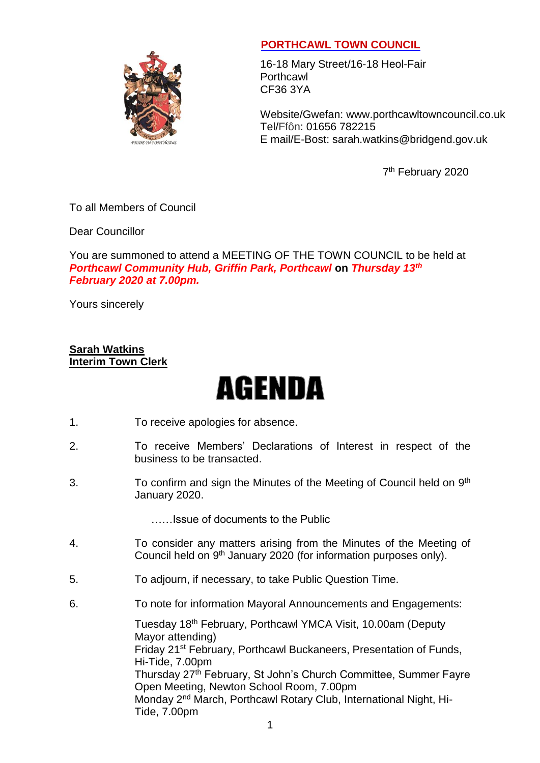# PORTHCAWL TOWN COUNCIL

16-18 Mary Street/16-18 Heol-Fair
Porthcawl
CF36 3YA

Website/Gwefan: www.porthcawltowncouncil.co.uk
Tel/Ffôn: 01656 782215
E mail/E-Bost: sarah.watkins@bridgend.gov.uk

7th February 2020

To all Members of Council

Dear Councillor

You are summoned to attend a MEETING OF THE TOWN COUNCIL to be held at ***Porthcawl Community Hub, Griffin Park, Porthcawl*** **on** ***Thursday 13th February 2020 at 7.00pm.***

Yours sincerely

**Sarah Watkins**
**Interim Town Clerk**

# AGENDA

1. To receive apologies for absence.

2. To receive Members' Declarations of Interest in respect of the business to be transacted.

3. To confirm and sign the Minutes of the Meeting of Council held on 9th January 2020.

   ……Issue of documents to the Public

4. To consider any matters arising from the Minutes of the Meeting of Council held on 9th January 2020 (for information purposes only).

5. To adjourn, if necessary, to take Public Question Time.

6. To note for information Mayoral Announcements and Engagements:

   Tuesday 18th February, Porthcawl YMCA Visit, 10.00am (Deputy Mayor attending)
   Friday 21st February, Porthcawl Buckaneers, Presentation of Funds, Hi-Tide, 7.00pm
   Thursday 27th February, St John's Church Committee, Summer Fayre Open Meeting, Newton School Room, 7.00pm
   Monday 2nd March, Porthcawl Rotary Club, International Night, Hi-Tide, 7.00pm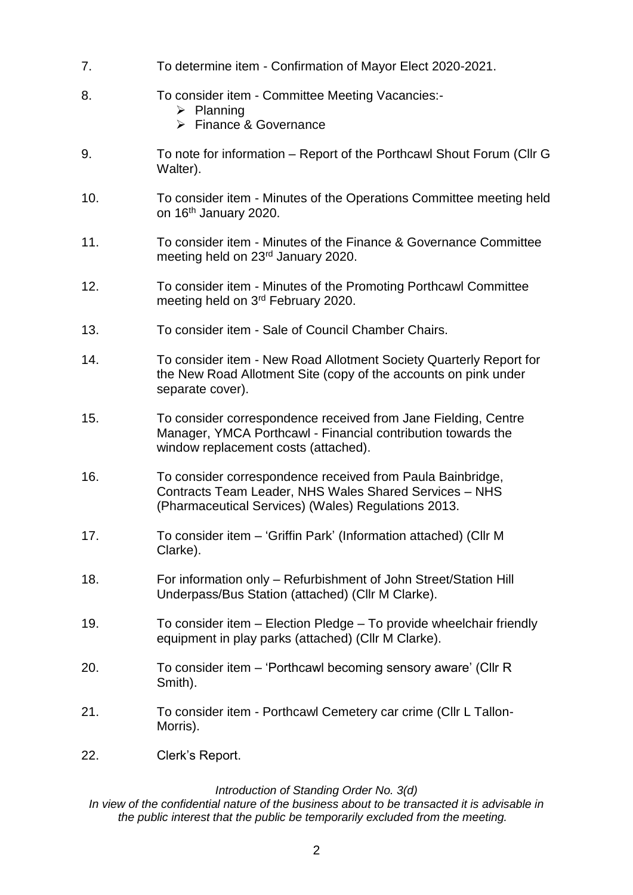7. To determine item - Confirmation of Mayor Elect 2020-2021.

8. To consider item - Committee Meeting Vacancies:-
   - Planning
   - Finance & Governance

9. To note for information – Report of the Porthcawl Shout Forum (Cllr G Walter).

10. To consider item - Minutes of the Operations Committee meeting held on 16th January 2020.

11. To consider item - Minutes of the Finance & Governance Committee meeting held on 23rd January 2020.

12. To consider item - Minutes of the Promoting Porthcawl Committee meeting held on 3rd February 2020.

13. To consider item - Sale of Council Chamber Chairs.

14. To consider item - New Road Allotment Society Quarterly Report for the New Road Allotment Site (copy of the accounts on pink under separate cover).

15. To consider correspondence received from Jane Fielding, Centre Manager, YMCA Porthcawl - Financial contribution towards the window replacement costs (attached).

16. To consider correspondence received from Paula Bainbridge, Contracts Team Leader, NHS Wales Shared Services – NHS (Pharmaceutical Services) (Wales) Regulations 2013.

17. To consider item – 'Griffin Park' (Information attached) (Cllr M Clarke).

18. For information only – Refurbishment of John Street/Station Hill Underpass/Bus Station (attached) (Cllr M Clarke).

19. To consider item – Election Pledge – To provide wheelchair friendly equipment in play parks (attached) (Cllr M Clarke).

20. To consider item – 'Porthcawl becoming sensory aware' (Cllr R Smith).

21. To consider item - Porthcawl Cemetery car crime (Cllr L Tallon-Morris).

22. Clerk's Report.

*Introduction of Standing Order No. 3(d)*

*In view of the confidential nature of the business about to be transacted it is advisable in the public interest that the public be temporarily excluded from the meeting.*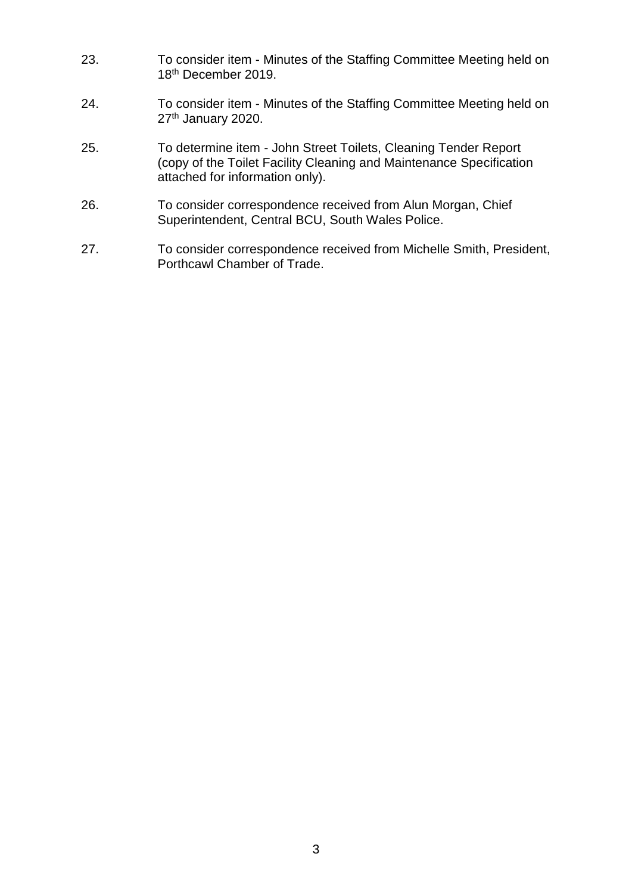23. To consider item - Minutes of the Staffing Committee Meeting held on 18th December 2019.

24. To consider item - Minutes of the Staffing Committee Meeting held on 27th January 2020.

25. To determine item - John Street Toilets, Cleaning Tender Report (copy of the Toilet Facility Cleaning and Maintenance Specification attached for information only).

26. To consider correspondence received from Alun Morgan, Chief Superintendent, Central BCU, South Wales Police.

27. To consider correspondence received from Michelle Smith, President, Porthcawl Chamber of Trade.